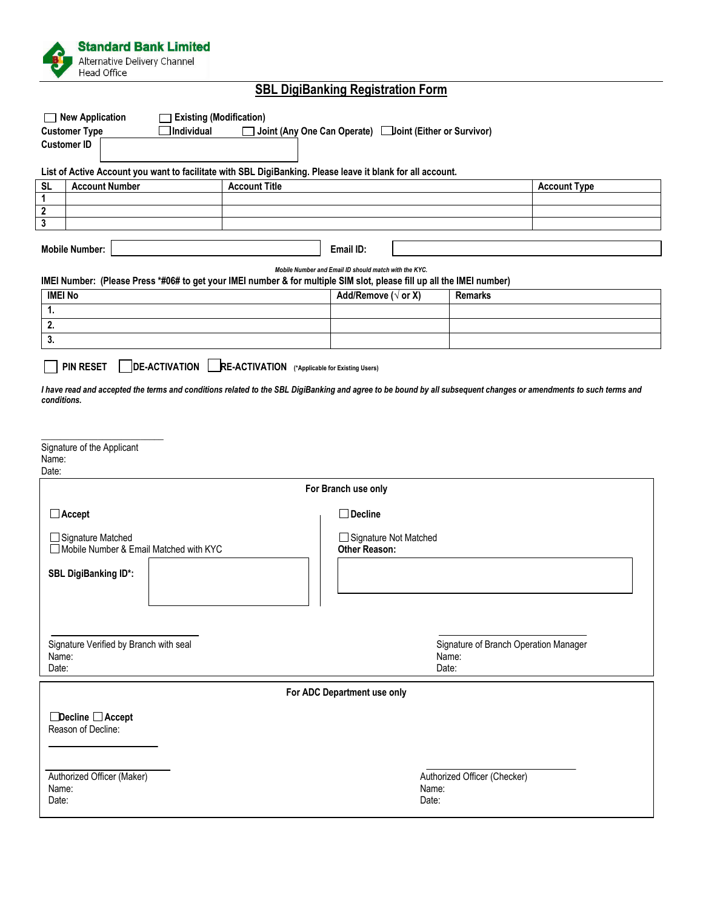**Standard Bank Limited**
Alternative Delivery Channel
Head Office

# SBL DigiBanking Registration Form

☐ **New Application** ☐ **Existing (Modification)**

**Customer Type** ☐ **Individual** ☐ **Joint (Any One Can Operate)** ☐ **Joint (Either or Survivor)**

**Customer ID** ______________________

**List of Active Account you want to facilitate with SBL DigiBanking. Please leave it blank for all account.**

| SL | Account Number | Account Title | Account Type |
|---|---|---|---|
| 1 | | | |
| 2 | | | |
| 3 | | | |

**Mobile Number:** ______________________ **Email ID:** ______________________

***Mobile Number and Email ID should match with the KYC.***

**IMEI Number: (Please Press \*#06# to get your IMEI number & for multiple SIM slot, please fill up all the IMEI number)**

| IMEI No | Add/Remove (√ or X) | Remarks |
|---|---|---|
| 1. | | |
| 2. | | |
| 3. | | |

☐ **PIN RESET** ☐ **DE-ACTIVATION** ☐ **RE-ACTIVATION** **(\*Applicable for Existing Users)**

***I have read and accepted the terms and conditions related to the SBL DigiBanking and agree to be bound by all subsequent changes or amendments to such terms and conditions.***

______________________
Signature of the Applicant
Name:
Date:

---

**For Branch use only**

☐ **Accept**

☐ Signature Matched
☐ Mobile Number & Email Matched with KYC

**SBL DigiBanking ID\*:** ______________________

☐ **Decline**

☐ Signature Not Matched
**Other Reason:** ______________________

______________________
Signature Verified by Branch with seal
Name:
Date:

______________________
Signature of Branch Operation Manager
Name:
Date:

---

**For ADC Department use only**

☐ **Decline** ☐ **Accept**
Reason of Decline:

______________________

______________________
Authorized Officer (Maker)
Name:
Date:

______________________
Authorized Officer (Checker)
Name:
Date: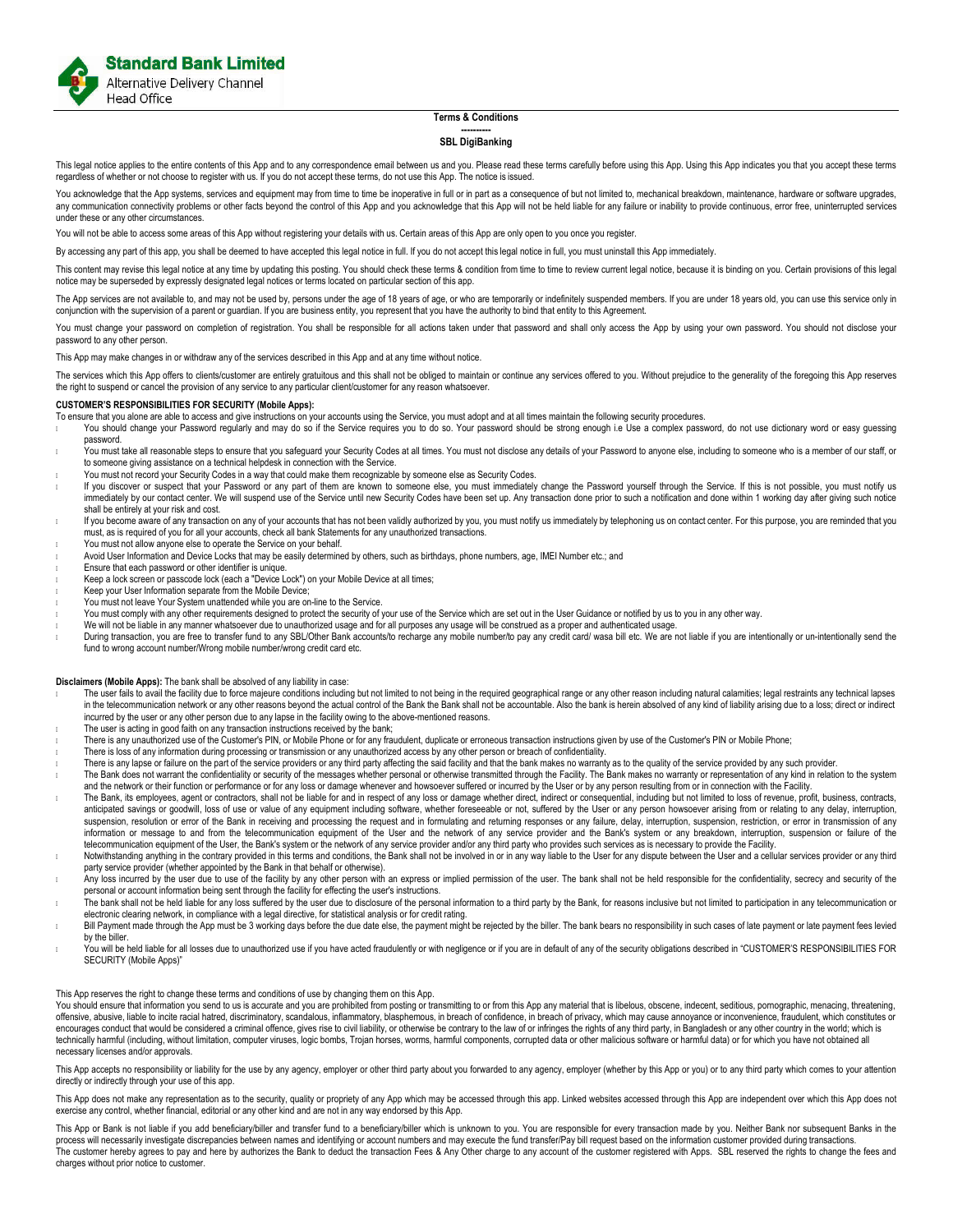**Standard Bank Limited**
Alternative Delivery Channel
Head Office

**Terms & Conditions**

**----------**

**SBL DigiBanking**

This legal notice applies to the entire contents of this App and to any correspondence email between us and you. Please read these terms carefully before using this App. Using this App indicates you that you accept these terms regardless of whether or not choose to register with us. If you do not accept these terms, do not use this App. The notice is issued.

You acknowledge that the App systems, services and equipment may from time to time be inoperative in full or in part as a consequence of but not limited to, mechanical breakdown, maintenance, hardware or software upgrades, any communication connectivity problems or other facts beyond the control of this App and you acknowledge that this App will not be held liable for any failure or inability to provide continuous, error free, uninterrupted services under these or any other circumstances.

You will not be able to access some areas of this App without registering your details with us. Certain areas of this App are only open to you once you register.

By accessing any part of this app, you shall be deemed to have accepted this legal notice in full. If you do not accept this legal notice in full, you must uninstall this App immediately.

This content may revise this legal notice at any time by updating this posting. You should check these terms & condition from time to time to review current legal notice, because it is binding on you. Certain provisions of this legal notice may be superseded by expressly designated legal notices or terms located on particular section of this app.

The App services are not available to, and may not be used by, persons under the age of 18 years of age, or who are temporarily or indefinitely suspended members. If you are under 18 years old, you can use this service only in conjunction with the supervision of a parent or guardian. If you are business entity, you represent that you have the authority to bind that entity to this Agreement.

You must change your password on completion of registration. You shall be responsible for all actions taken under that password and shall only access the App by using your own password. You should not disclose your password to any other person.

This App may make changes in or withdraw any of the services described in this App and at any time without notice.

The services which this App offers to clients/customer are entirely gratuitous and this shall not be obliged to maintain or continue any services offered to you. Without prejudice to the generality of the foregoing this App reserves the right to suspend or cancel the provision of any service to any particular client/customer for any reason whatsoever.

**CUSTOMER'S RESPONSIBILITIES FOR SECURITY (Mobile Apps):**

To ensure that you alone are able to access and give instructions on your accounts using the Service, you must adopt and at all times maintain the following security procedures.

- You should change your Password regularly and may do so if the Service requires you to do so. Your password should be strong enough i.e Use a complex password, do not use dictionary word or easy guessing password.
- You must take all reasonable steps to ensure that you safeguard your Security Codes at all times. You must not disclose any details of your Password to anyone else, including to someone who is a member of our staff, or to someone giving assistance on a technical helpdesk in connection with the Service.
- You must not record your Security Codes in a way that could make them recognizable by someone else as Security Codes.
- If you discover or suspect that your Password or any part of them are known to someone else, you must immediately change the Password yourself through the Service. If this is not possible, you must notify us immediately by our contact center. We will suspend use of the Service until new Security Codes have been set up. Any transaction done prior to such a notification and done within 1 working day after giving such notice shall be entirely at your risk and cost.
- If you become aware of any transaction on any of your accounts that has not been validly authorized by you, you must notify us immediately by telephoning us on contact center. For this purpose, you are reminded that you must, as is required of you for all your accounts, check all bank Statements for any unauthorized transactions.
- You must not allow anyone else to operate the Service on your behalf.
- Avoid User Information and Device Locks that may be easily determined by others, such as birthdays, phone numbers, age, IMEI Number etc.; and
- Ensure that each password or other identifier is unique.
- Keep a lock screen or passcode lock (each a "Device Lock") on your Mobile Device at all times;
- Keep your User Information separate from the Mobile Device;
- You must not leave Your System unattended while you are on-line to the Service.
- You must comply with any other requirements designed to protect the security of your use of the Service which are set out in the User Guidance or notified by us to you in any other way.
- We will not be liable in any manner whatsoever due to unauthorized usage and for all purposes any usage will be construed as a proper and authenticated usage.
- During transaction, you are free to transfer fund to any SBL/Other Bank accounts/to recharge any mobile number/to pay any credit card/ wasa bill etc. We are not liable if you are intentionally or un-intentionally send the fund to wrong account number/Wrong mobile number/wrong credit card etc.

**Disclaimers (Mobile Apps):** The bank shall be absolved of any liability in case:

- The user fails to avail the facility due to force majeure conditions including but not limited to not being in the required geographical range or any other reason including natural calamities; legal restraints any technical lapses in the telecommunication network or any other reasons beyond the actual control of the Bank the Bank shall not be accountable. Also the bank is herein absolved of any kind of liability arising due to a loss; direct or indirect incurred by the user or any other person due to any lapse in the facility owing to the above-mentioned reasons.
- The user is acting in good faith on any transaction instructions received by the bank;
- There is any unauthorized use of the Customer's PIN, or Mobile Phone or for any fraudulent, duplicate or erroneous transaction instructions given by use of the Customer's PIN or Mobile Phone;
- There is loss of any information during processing or transmission or any unauthorized access by any other person or breach of confidentiality.
- There is any lapse or failure on the part of the service providers or any third party affecting the said facility and that the bank makes no warranty as to the quality of the service provided by any such provider.
- The Bank does not warrant the confidentiality or security of the messages whether personal or otherwise transmitted through the Facility. The Bank makes no warranty or representation of any kind in relation to the system and the network or their function or performance or for any loss or damage whenever and howsoever suffered or incurred by the User or by any person resulting from or in connection with the Facility.
- The Bank, its employees, agent or contractors, shall not be liable for and in respect of any loss or damage whether direct, indirect or consequential, including but not limited to loss of revenue, profit, business, contracts, anticipated savings or goodwill, loss of use or value of any equipment including software, whether foreseeable or not, suffered by the User or any person howsoever arising from or relating to any delay, interruption, suspension, resolution or error of the Bank in receiving and processing the request and in formulating and returning responses or any failure, delay, interruption, suspension, restriction, or error in transmission of any information or message to and from the telecommunication equipment of the User and the network of any service provider and the Bank's system or any breakdown, interruption, suspension or failure of the telecommunication equipment of the User, the Bank's system or the network of any service provider and/or any third party who provides such services as is necessary to provide the Facility.
- Notwithstanding anything in the contrary provided in this terms and conditions, the Bank shall not be involved in or in any way liable to the User for any dispute between the User and a cellular services provider or any third party service provider (whether appointed by the Bank in that behalf or otherwise).
- Any loss incurred by the user due to use of the facility by any other person with an express or implied permission of the user. The bank shall not be held responsible for the confidentiality, secrecy and security of the personal or account information being sent through the facility for effecting the user's instructions.
- The bank shall not be held liable for any loss suffered by the user due to disclosure of the personal information to a third party by the Bank, for reasons inclusive but not limited to participation in any telecommunication or electronic clearing network, in compliance with a legal directive, for statistical analysis or for credit rating.
- Bill Payment made through the App must be 3 working days before the due date else, the payment might be rejected by the biller. The bank bears no responsibility in such cases of late payment or late payment fees levied by the biller.
- You will be held liable for all losses due to unauthorized use if you have acted fraudulently or with negligence or if you are in default of any of the security obligations described in "CUSTOMER'S RESPONSIBILITIES FOR SECURITY (Mobile Apps)"

This App reserves the right to change these terms and conditions of use by changing them on this App.

You should ensure that information you send to us is accurate and you are prohibited from posting or transmitting to or from this App any material that is libelous, obscene, indecent, seditious, pornographic, menacing, threatening, offensive, abusive, liable to incite racial hatred, discriminatory, scandalous, inflammatory, blasphemous, in breach of confidence, in breach of privacy, which may cause annoyance or inconvenience, fraudulent, which constitutes or encourages conduct that would be considered a criminal offence, gives rise to civil liability, or otherwise be contrary to the law of or infringes the rights of any third party, in Bangladesh or any other country in the world; which is technically harmful (including, without limitation, computer viruses, logic bombs, Trojan horses, worms, harmful components, corrupted data or other malicious software or harmful data) or for which you have not obtained all necessary licenses and/or approvals.

This App accepts no responsibility or liability for the use by any agency, employer or other third party about you forwarded to any agency, employer (whether by this App or you) or to any third party which comes to your attention directly or indirectly through your use of this app.

This App does not make any representation as to the security, quality or propriety of any App which may be accessed through this app. Linked websites accessed through this App are independent over which this App does not exercise any control, whether financial, editorial or any other kind and are not in any way endorsed by this App.

This App or Bank is not liable if you add beneficiary/biller and transfer fund to a beneficiary/biller which is unknown to you. You are responsible for every transaction made by you. Neither Bank nor subsequent Banks in the process will necessarily investigate discrepancies between names and identifying or account numbers and may execute the fund transfer/Pay bill request based on the information customer provided during transactions.
The customer hereby agrees to pay and here by authorizes the Bank to deduct the transaction Fees & Any Other charge to any account of the customer registered with Apps. SBL reserved the rights to change the fees and charges without prior notice to customer.